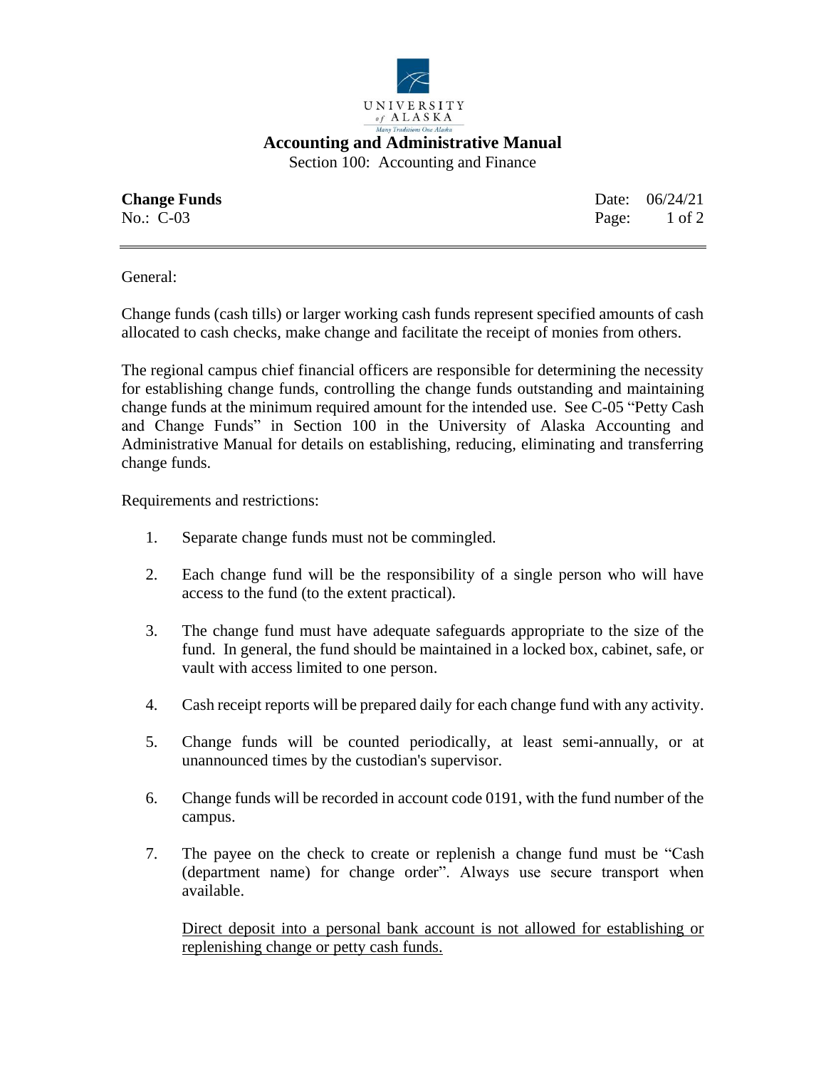**UNIVERSITY of ALASKA**
*Many Traditions One Alaska*

# Accounting and Administrative Manual

Section 100: Accounting and Finance

**Change Funds** Date: 06/24/21
No.: C-03

---

General:

Change funds (cash tills) or larger working cash funds represent specified amounts of cash allocated to cash checks, make change and facilitate the receipt of monies from others.

The regional campus chief financial officers are responsible for determining the necessity for establishing change funds, controlling the change funds outstanding and maintaining change funds at the minimum required amount for the intended use. See C-05 "Petty Cash and Change Funds" in Section 100 in the University of Alaska Accounting and Administrative Manual for details on establishing, reducing, eliminating and transferring change funds.

Requirements and restrictions:

1. Separate change funds must not be commingled.

2. Each change fund will be the responsibility of a single person who will have access to the fund (to the extent practical).

3. The change fund must have adequate safeguards appropriate to the size of the fund. In general, the fund should be maintained in a locked box, cabinet, safe, or vault with access limited to one person.

4. Cash receipt reports will be prepared daily for each change fund with any activity.

5. Change funds will be counted periodically, at least semi-annually, or at unannounced times by the custodian's supervisor.

6. Change funds will be recorded in account code 0191, with the fund number of the campus.

7. The payee on the check to create or replenish a change fund must be "Cash (department name) for change order". Always use secure transport when available.

   <u>Direct deposit into a personal bank account is not allowed for establishing or replenishing change or petty cash funds.</u>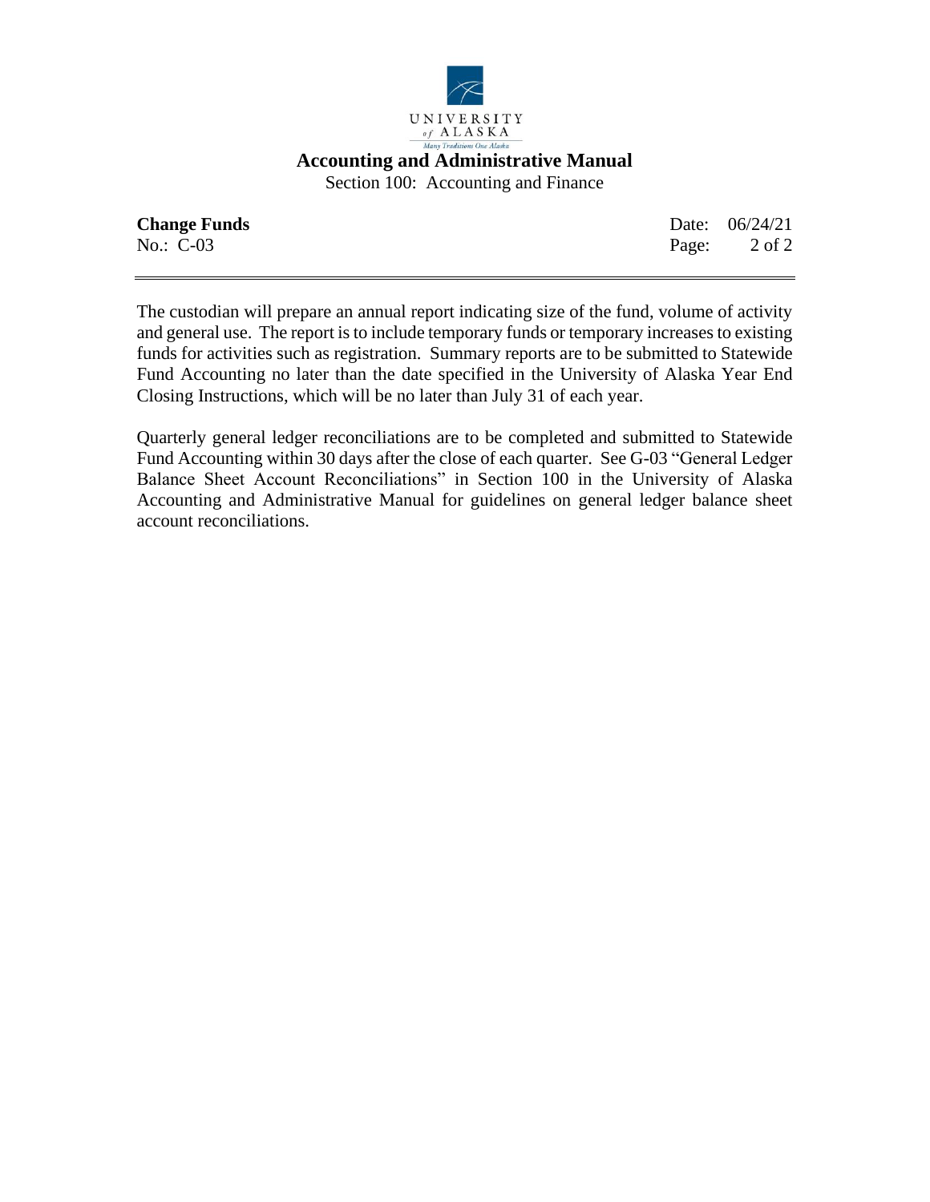The custodian will prepare an annual report indicating size of the fund, volume of activity and general use. The report is to include temporary funds or temporary increases to existing funds for activities such as registration. Summary reports are to be submitted to Statewide Fund Accounting no later than the date specified in the University of Alaska Year End Closing Instructions, which will be no later than July 31 of each year.

Quarterly general ledger reconciliations are to be completed and submitted to Statewide Fund Accounting within 30 days after the close of each quarter. See G-03 "General Ledger Balance Sheet Account Reconciliations" in Section 100 in the University of Alaska Accounting and Administrative Manual for guidelines on general ledger balance sheet account reconciliations.